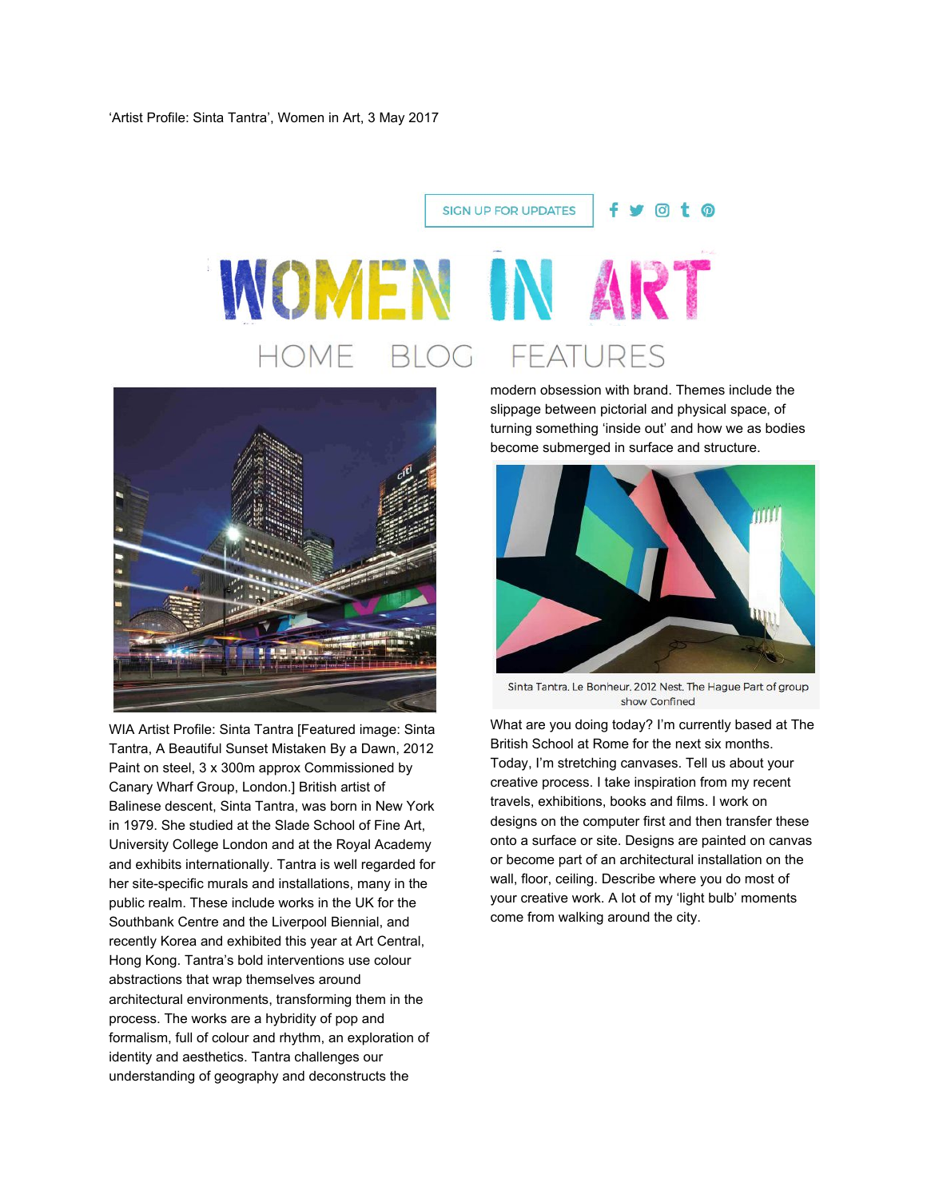'Artist Profile: Sinta Tantra', Women in Art, 3 May 2017

SIGN UP FOR UPDATES

# WOMEN IN ART

HOME BLOG FEATURES

WIA Artist Profile: Sinta Tantra [Featured image: Sinta Tantra, A Beautiful Sunset Mistaken By a Dawn, 2012 Paint on steel, 3 x 300m approx Commissioned by Canary Wharf Group, London.] British artist of Balinese descent, Sinta Tantra, was born in New York in 1979. She studied at the Slade School of Fine Art, University College London and at the Royal Academy and exhibits internationally. Tantra is well regarded for her site-specific murals and installations, many in the public realm. These include works in the UK for the Southbank Centre and the Liverpool Biennial, and recently Korea and exhibited this year at Art Central, Hong Kong. Tantra's bold interventions use colour abstractions that wrap themselves around architectural environments, transforming them in the process. The works are a hybridity of pop and formalism, full of colour and rhythm, an exploration of identity and aesthetics. Tantra challenges our understanding of geography and deconstructs the modern obsession with brand. Themes include the slippage between pictorial and physical space, of turning something 'inside out' and how we as bodies become submerged in surface and structure.

Sinta Tantra. Le Bonheur. 2012 Nest. The Hague Part of group show Confined

What are you doing today? I'm currently based at The British School at Rome for the next six months. Today, I'm stretching canvases. Tell us about your creative process. I take inspiration from my recent travels, exhibitions, books and films. I work on designs on the computer first and then transfer these onto a surface or site. Designs are painted on canvas or become part of an architectural installation on the wall, floor, ceiling. Describe where you do most of your creative work. A lot of my 'light bulb' moments come from walking around the city.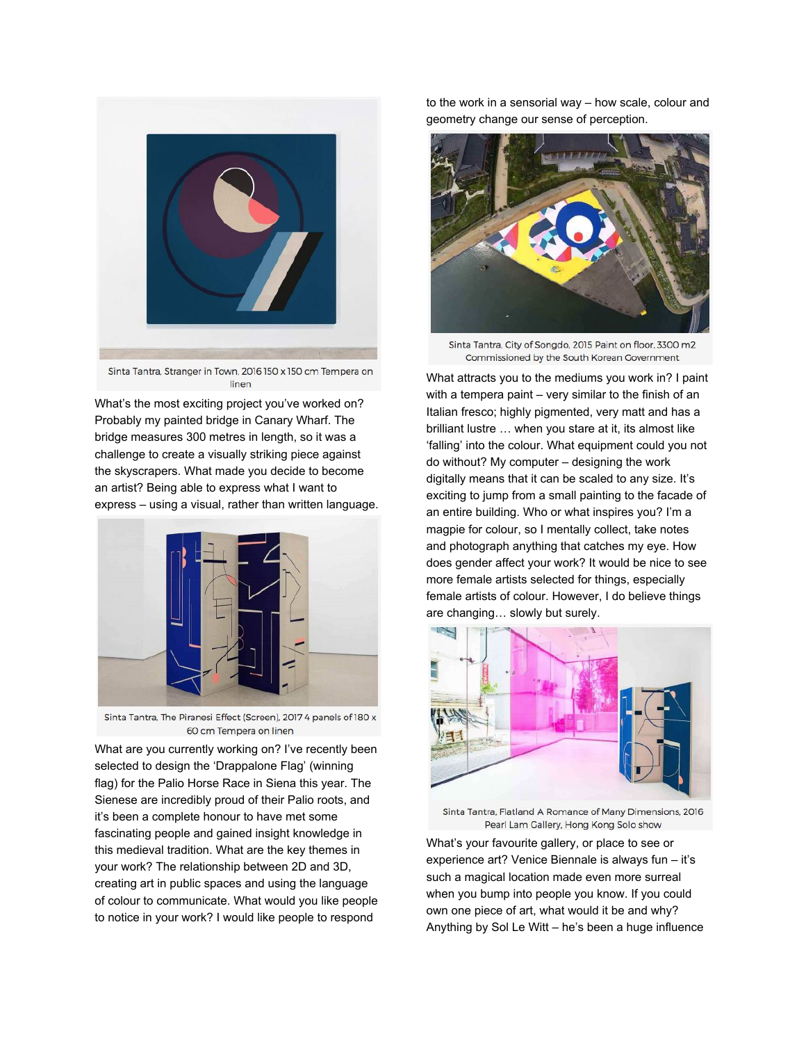Sinta Tantra, Stranger in Town, 2016 150 x 150 cm Tempera on linen

What's the most exciting project you've worked on? Probably my painted bridge in Canary Wharf. The bridge measures 300 metres in length, so it was a challenge to create a visually striking piece against the skyscrapers. What made you decide to become an artist? Being able to express what I want to express – using a visual, rather than written language.

Sinta Tantra, The Piranesi Effect (Screen), 2017 4 panels of 180 x 60 cm Tempera on linen

What are you currently working on? I've recently been selected to design the 'Drappalone Flag' (winning flag) for the Palio Horse Race in Siena this year. The Sienese are incredibly proud of their Palio roots, and it's been a complete honour to have met some fascinating people and gained insight knowledge in this medieval tradition. What are the key themes in your work? The relationship between 2D and 3D, creating art in public spaces and using the language of colour to communicate. What would you like people to notice in your work? I would like people to respond to the work in a sensorial way – how scale, colour and geometry change our sense of perception.

Sinta Tantra, City of Songdo, 2015 Paint on floor, 3300 m2 Commissioned by the South Korean Government

What attracts you to the mediums you work in? I paint with a tempera paint – very similar to the finish of an Italian fresco; highly pigmented, very matt and has a brilliant lustre … when you stare at it, its almost like 'falling' into the colour. What equipment could you not do without? My computer – designing the work digitally means that it can be scaled to any size. It's exciting to jump from a small painting to the facade of an entire building. Who or what inspires you? I'm a magpie for colour, so I mentally collect, take notes and photograph anything that catches my eye. How does gender affect your work? It would be nice to see more female artists selected for things, especially female artists of colour. However, I do believe things are changing… slowly but surely.

Sinta Tantra, Flatland A Romance of Many Dimensions, 2016 Pearl Lam Gallery, Hong Kong Solo show

What's your favourite gallery, or place to see or experience art? Venice Biennale is always fun – it's such a magical location made even more surreal when you bump into people you know. If you could own one piece of art, what would it be and why? Anything by Sol Le Witt – he's been a huge influence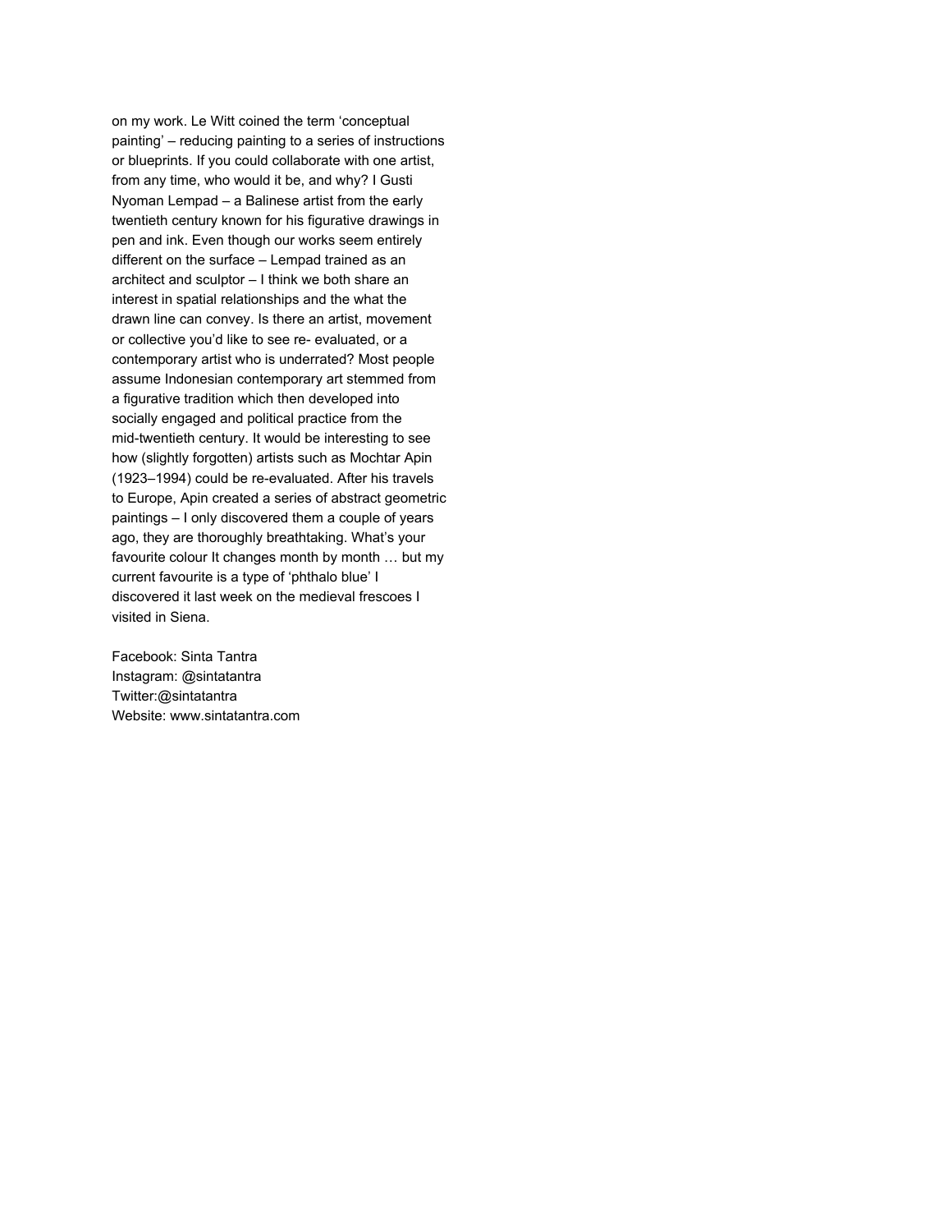on my work. Le Witt coined the term 'conceptual painting' – reducing painting to a series of instructions or blueprints. If you could collaborate with one artist, from any time, who would it be, and why? I Gusti Nyoman Lempad – a Balinese artist from the early twentieth century known for his figurative drawings in pen and ink. Even though our works seem entirely different on the surface – Lempad trained as an architect and sculptor – I think we both share an interest in spatial relationships and the what the drawn line can convey. Is there an artist, movement or collective you'd like to see re- evaluated, or a contemporary artist who is underrated? Most people assume Indonesian contemporary art stemmed from a figurative tradition which then developed into socially engaged and political practice from the mid-twentieth century. It would be interesting to see how (slightly forgotten) artists such as Mochtar Apin (1923–1994) could be re-evaluated. After his travels to Europe, Apin created a series of abstract geometric paintings – I only discovered them a couple of years ago, they are thoroughly breathtaking. What's your favourite colour It changes month by month … but my current favourite is a type of 'phthalo blue' I discovered it last week on the medieval frescoes I visited in Siena.

Facebook: Sinta Tantra
Instagram: @sintatantra
Twitter:@sintatantra
Website: www.sintatantra.com